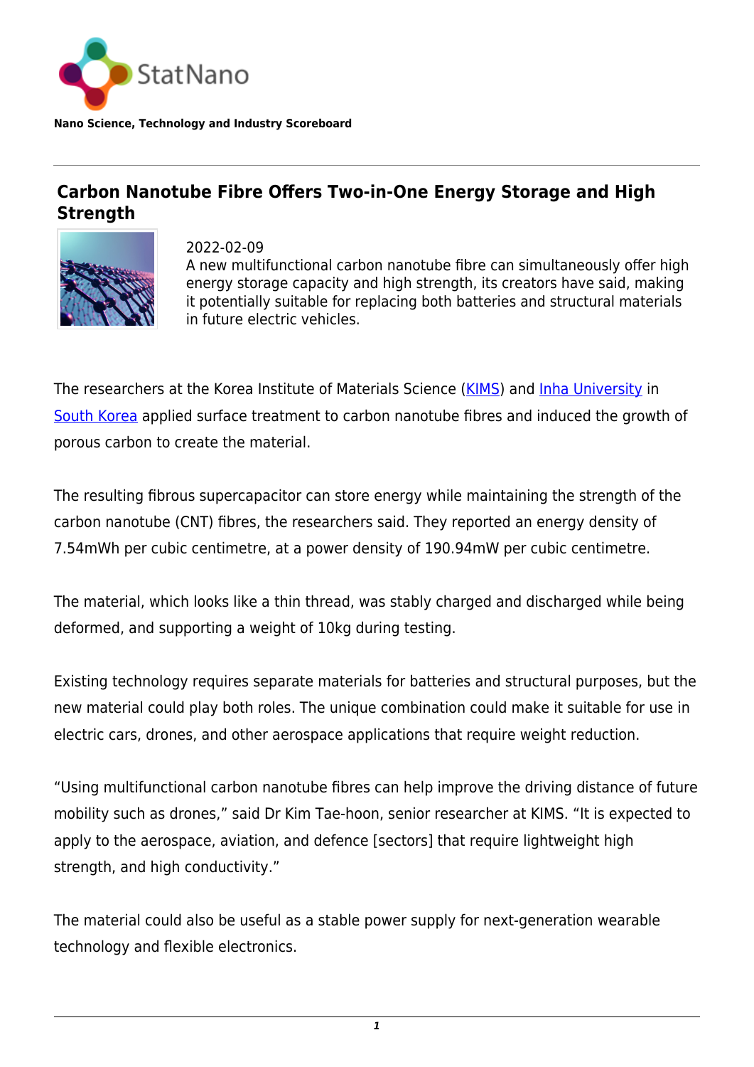StatNano

**Nano Science, Technology and Industry Scoreboard**

## Carbon Nanotube Fibre Offers Two-in-One Energy Storage and High Strength

2022-02-09

A new multifunctional carbon nanotube fibre can simultaneously offer high energy storage capacity and high strength, its creators have said, making it potentially suitable for replacing both batteries and structural materials in future electric vehicles.

The researchers at the Korea Institute of Materials Science (KIMS) and Inha University in South Korea applied surface treatment to carbon nanotube fibres and induced the growth of porous carbon to create the material.

The resulting fibrous supercapacitor can store energy while maintaining the strength of the carbon nanotube (CNT) fibres, the researchers said. They reported an energy density of 7.54mWh per cubic centimetre, at a power density of 190.94mW per cubic centimetre.

The material, which looks like a thin thread, was stably charged and discharged while being deformed, and supporting a weight of 10kg during testing.

Existing technology requires separate materials for batteries and structural purposes, but the new material could play both roles. The unique combination could make it suitable for use in electric cars, drones, and other aerospace applications that require weight reduction.

“Using multifunctional carbon nanotube fibres can help improve the driving distance of future mobility such as drones,” said Dr Kim Tae-hoon, senior researcher at KIMS. “It is expected to apply to the aerospace, aviation, and defence [sectors] that require lightweight high strength, and high conductivity.”

The material could also be useful as a stable power supply for next-generation wearable technology and flexible electronics.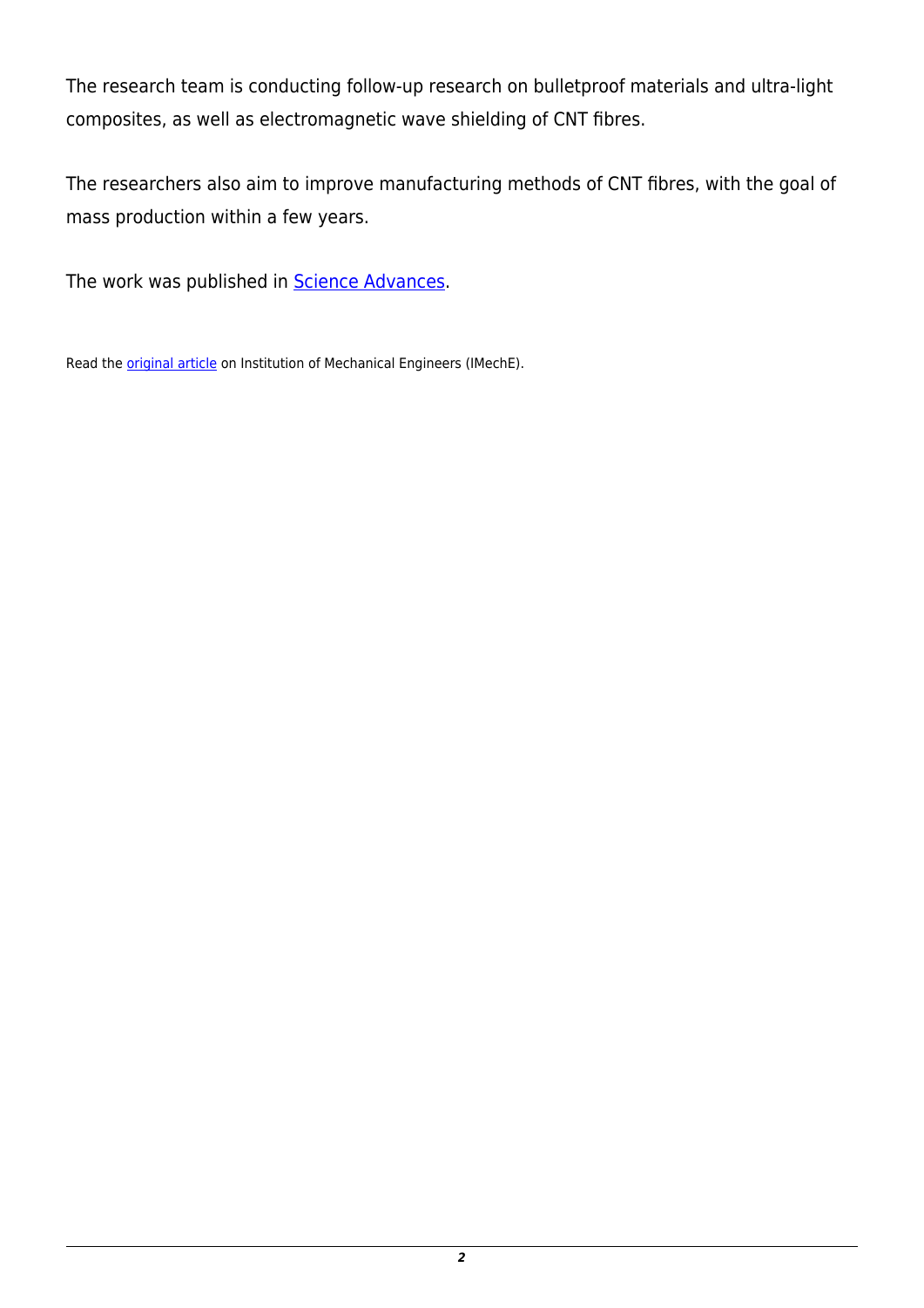The research team is conducting follow-up research on bulletproof materials and ultra-light composites, as well as electromagnetic wave shielding of CNT fibres.

The researchers also aim to improve manufacturing methods of CNT fibres, with the goal of mass production within a few years.

The work was published in [Science Advances].

Read the [original article] on Institution of Mechanical Engineers (IMechE).